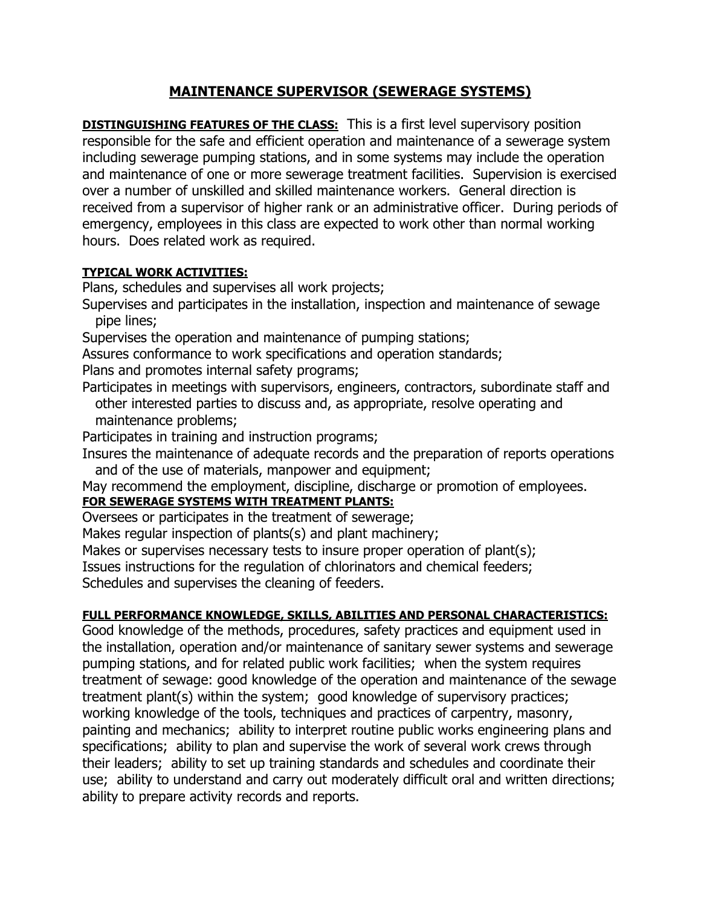# MAINTENANCE SUPERVISOR (SEWERAGE SYSTEMS)

**DISTINGUISHING FEATURES OF THE CLASS:** This is a first level supervisory position responsible for the safe and efficient operation and maintenance of a sewerage system including sewerage pumping stations, and in some systems may include the operation and maintenance of one or more sewerage treatment facilities. Supervision is exercised over a number of unskilled and skilled maintenance workers. General direction is received from a supervisor of higher rank or an administrative officer. During periods of emergency, employees in this class are expected to work other than normal working hours. Does related work as required.

**TYPICAL WORK ACTIVITIES:**

Plans, schedules and supervises all work projects;
Supervises and participates in the installation, inspection and maintenance of sewage pipe lines;
Supervises the operation and maintenance of pumping stations;
Assures conformance to work specifications and operation standards;
Plans and promotes internal safety programs;
Participates in meetings with supervisors, engineers, contractors, subordinate staff and other interested parties to discuss and, as appropriate, resolve operating and maintenance problems;
Participates in training and instruction programs;
Insures the maintenance of adequate records and the preparation of reports operations and of the use of materials, manpower and equipment;
May recommend the employment, discipline, discharge or promotion of employees.

**FOR SEWERAGE SYSTEMS WITH TREATMENT PLANTS:**

Oversees or participates in the treatment of sewerage;
Makes regular inspection of plants(s) and plant machinery;
Makes or supervises necessary tests to insure proper operation of plant(s);
Issues instructions for the regulation of chlorinators and chemical feeders;
Schedules and supervises the cleaning of feeders.

**FULL PERFORMANCE KNOWLEDGE, SKILLS, ABILITIES AND PERSONAL CHARACTERISTICS:**

Good knowledge of the methods, procedures, safety practices and equipment used in the installation, operation and/or maintenance of sanitary sewer systems and sewerage pumping stations, and for related public work facilities; when the system requires treatment of sewage: good knowledge of the operation and maintenance of the sewage treatment plant(s) within the system; good knowledge of supervisory practices; working knowledge of the tools, techniques and practices of carpentry, masonry, painting and mechanics; ability to interpret routine public works engineering plans and specifications; ability to plan and supervise the work of several work crews through their leaders; ability to set up training standards and schedules and coordinate their use; ability to understand and carry out moderately difficult oral and written directions; ability to prepare activity records and reports.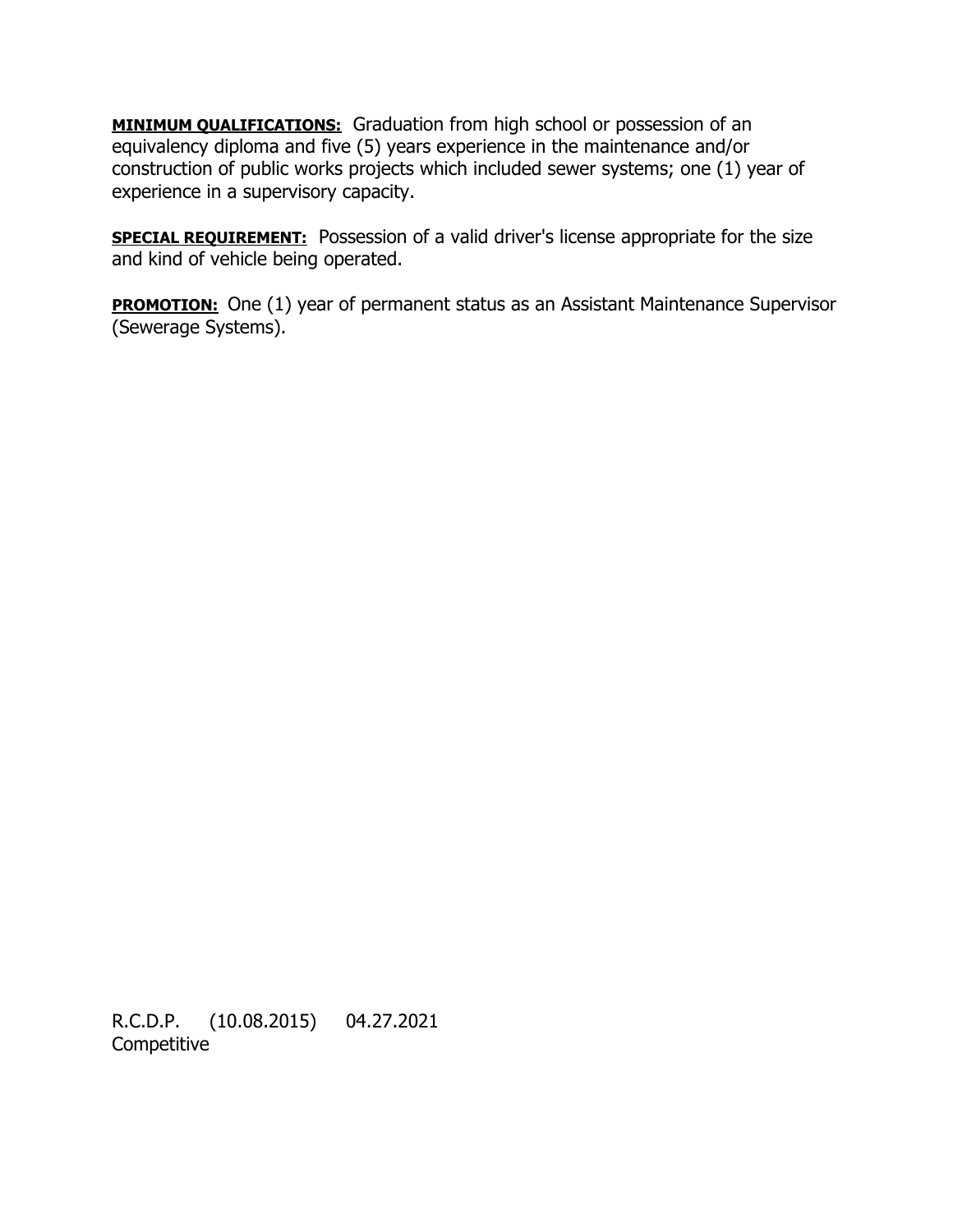**MINIMUM QUALIFICATIONS:** Graduation from high school or possession of an equivalency diploma and five (5) years experience in the maintenance and/or construction of public works projects which included sewer systems; one (1) year of experience in a supervisory capacity.

**SPECIAL REQUIREMENT:** Possession of a valid driver's license appropriate for the size and kind of vehicle being operated.

**PROMOTION:** One (1) year of permanent status as an Assistant Maintenance Supervisor (Sewerage Systems).

R.C.D.P. (10.08.2015) 04.27.2021
Competitive